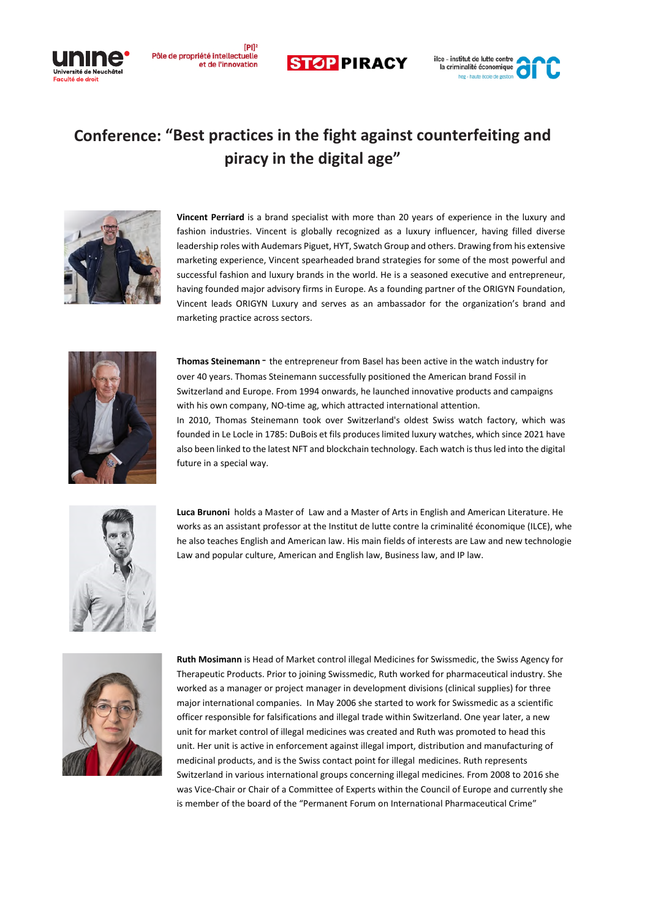# Conference: "Best practices in the fight against counterfeiting and piracy in the digital age"

**Vincent Perriard** is a brand specialist with more than 20 years of experience in the luxury and fashion industries. Vincent is globally recognized as a luxury influencer, having filled diverse leadership roles with Audemars Piguet, HYT, Swatch Group and others. Drawing from his extensive marketing experience, Vincent spearheaded brand strategies for some of the most powerful and successful fashion and luxury brands in the world. He is a seasoned executive and entrepreneur, having founded major advisory firms in Europe. As a founding partner of the ORIGYN Foundation, Vincent leads ORIGYN Luxury and serves as an ambassador for the organization's brand and marketing practice across sectors.

**Thomas Steinemann** ‑ the entrepreneur from Basel has been active in the watch industry for over 40 years. Thomas Steinemann successfully positioned the American brand Fossil in Switzerland and Europe. From 1994 onwards, he launched innovative products and campaigns with his own company, NO-time ag, which attracted international attention.
In 2010, Thomas Steinemann took over Switzerland's oldest Swiss watch factory, which was founded in Le Locle in 1785: DuBois et fils produces limited luxury watches, which since 2021 have also been linked to the latest NFT and blockchain technology. Each watch is thus led into the digital future in a special way.

**Luca Brunoni** holds a Master of Law and a Master of Arts in English and American Literature. He works as an assistant professor at the Institut de lutte contre la criminalité économique (ILCE), whe he also teaches English and American law. His main fields of interests are Law and new technologie Law and popular culture, American and English law, Business law, and IP law.

**Ruth Mosimann** is Head of Market control illegal Medicines for Swissmedic, the Swiss Agency for Therapeutic Products. Prior to joining Swissmedic, Ruth worked for pharmaceutical industry. She worked as a manager or project manager in development divisions (clinical supplies) for three major international companies. In May 2006 she started to work for Swissmedic as a scientific officer responsible for falsifications and illegal trade within Switzerland. One year later, a new unit for market control of illegal medicines was created and Ruth was promoted to head this unit. Her unit is active in enforcement against illegal import, distribution and manufacturing of medicinal products, and is the Swiss contact point for illegal medicines. Ruth represents Switzerland in various international groups concerning illegal medicines. From 2008 to 2016 she was Vice-Chair or Chair of a Committee of Experts within the Council of Europe and currently she is member of the board of the "Permanent Forum on International Pharmaceutical Crime"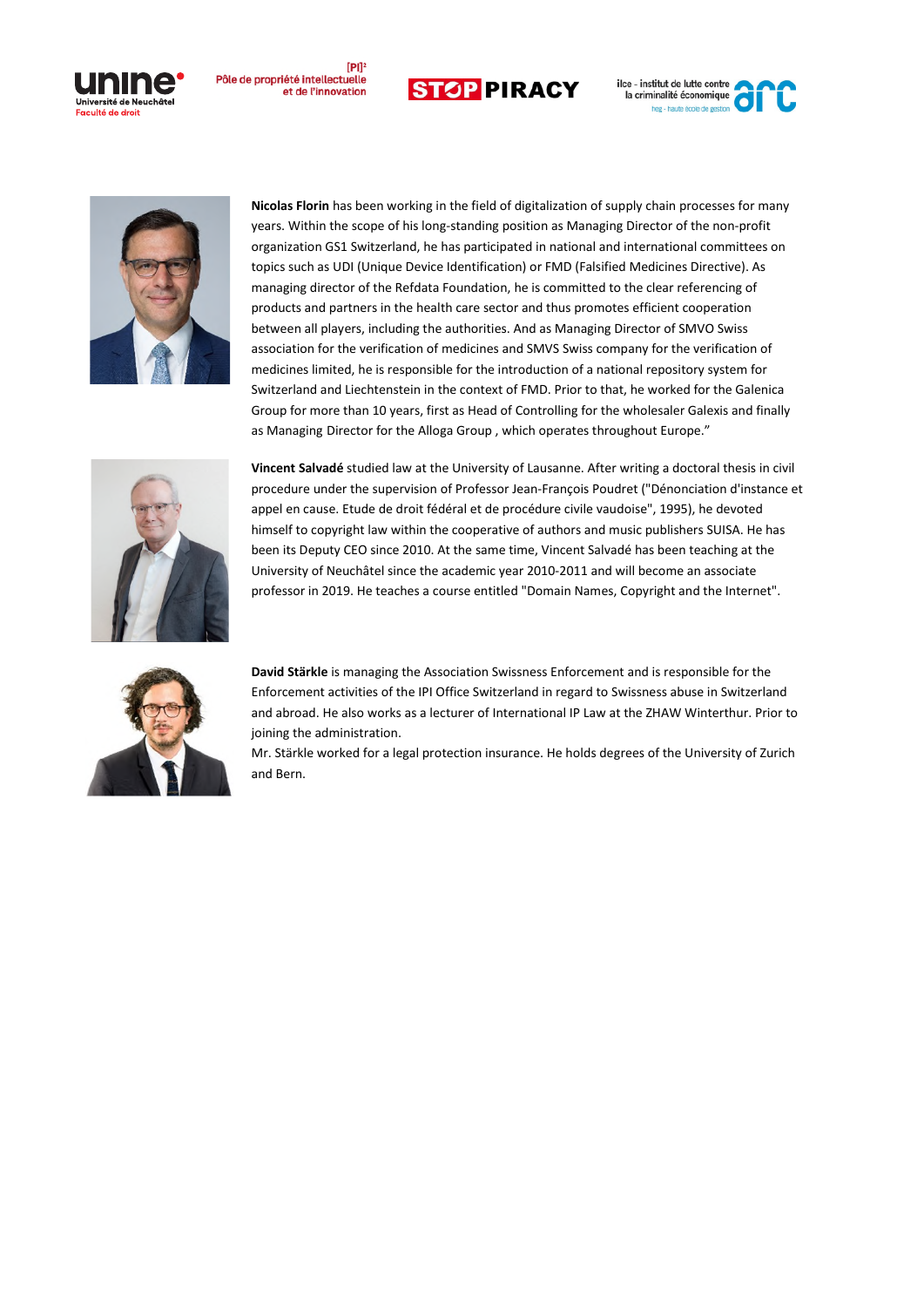**Nicolas Florin** has been working in the field of digitalization of supply chain processes for many years. Within the scope of his long-standing position as Managing Director of the non-profit organization GS1 Switzerland, he has participated in national and international committees on topics such as UDI (Unique Device Identification) or FMD (Falsified Medicines Directive). As managing director of the Refdata Foundation, he is committed to the clear referencing of products and partners in the health care sector and thus promotes efficient cooperation between all players, including the authorities. And as Managing Director of SMVO Swiss association for the verification of medicines and SMVS Swiss company for the verification of medicines limited, he is responsible for the introduction of a national repository system for Switzerland and Liechtenstein in the context of FMD. Prior to that, he worked for the Galenica Group for more than 10 years, first as Head of Controlling for the wholesaler Galexis and finally as Managing Director for the Alloga Group , which operates throughout Europe."

**Vincent Salvadé** studied law at the University of Lausanne. After writing a doctoral thesis in civil procedure under the supervision of Professor Jean-François Poudret ("Dénonciation d'instance et appel en cause. Etude de droit fédéral et de procédure civile vaudoise", 1995), he devoted himself to copyright law within the cooperative of authors and music publishers SUISA. He has been its Deputy CEO since 2010. At the same time, Vincent Salvadé has been teaching at the University of Neuchâtel since the academic year 2010-2011 and will become an associate professor in 2019. He teaches a course entitled "Domain Names, Copyright and the Internet".

**David Stärkle** is managing the Association Swissness Enforcement and is responsible for the Enforcement activities of the IPI Office Switzerland in regard to Swissness abuse in Switzerland and abroad. He also works as a lecturer of International IP Law at the ZHAW Winterthur. Prior to joining the administration.
Mr. Stärkle worked for a legal protection insurance. He holds degrees of the University of Zurich and Bern.